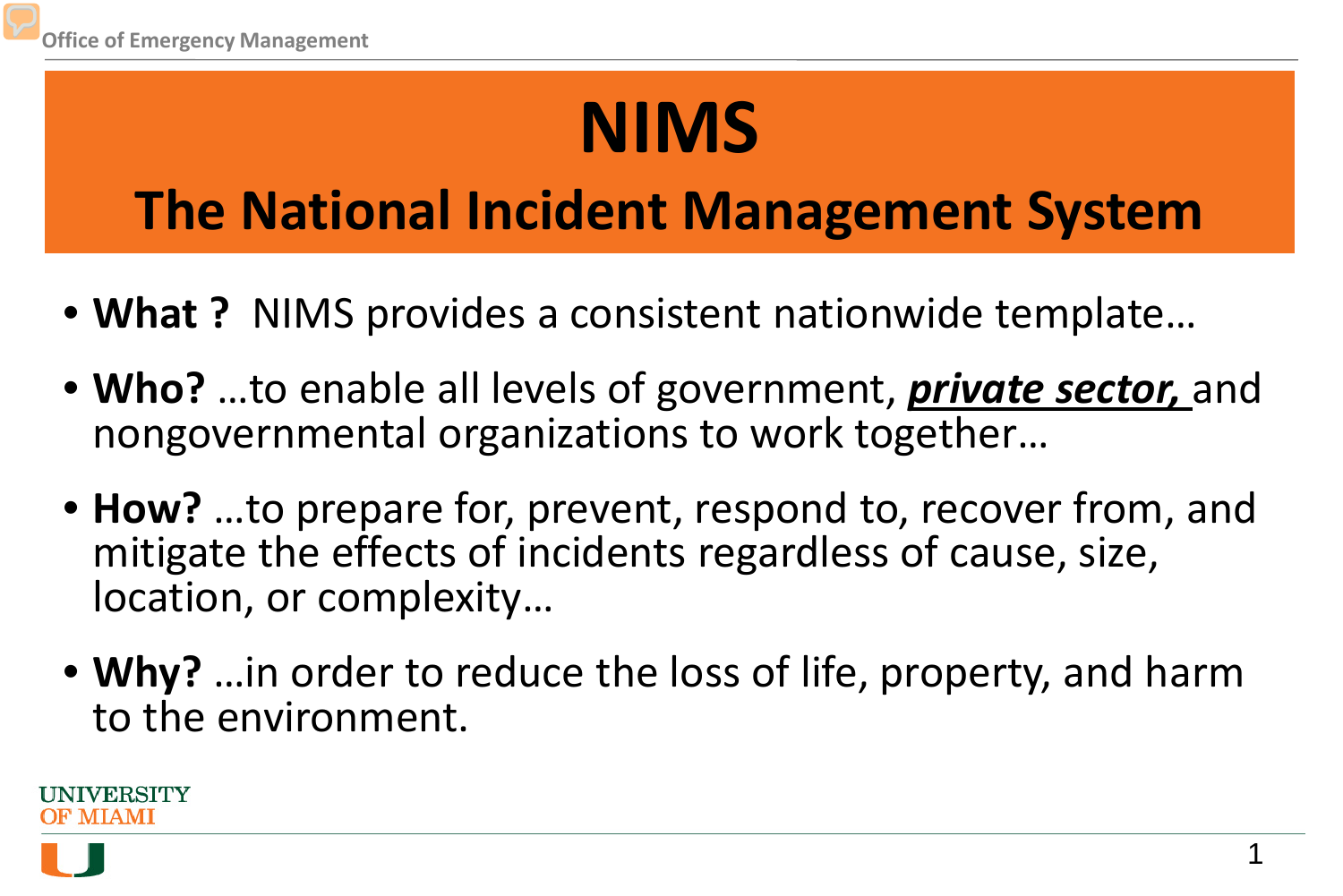# NIMS

## The National Incident Management System

- **What ?** NIMS provides a consistent nationwide template…
- **Who?** …to enable all levels of government, ***private sector,*** and nongovernmental organizations to work together…
- **How?** …to prepare for, prevent, respond to, recover from, and mitigate the effects of incidents regardless of cause, size, location, or complexity…
- **Why?** …in order to reduce the loss of life, property, and harm to the environment.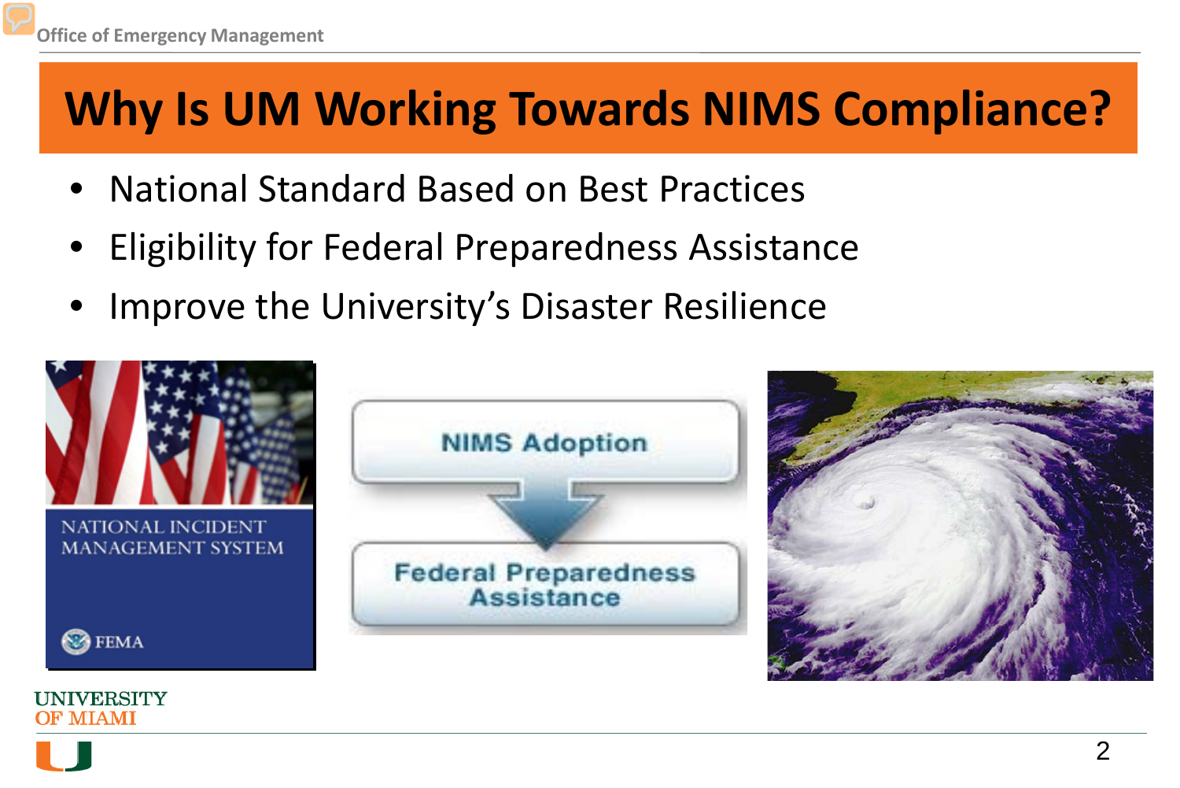# Why Is UM Working Towards NIMS Compliance?

- National Standard Based on Best Practices
- Eligibility for Federal Preparedness Assistance
- Improve the University's Disaster Resilience

NATIONAL INCIDENT MANAGEMENT SYSTEM

FEMA

NIMS Adoption

Federal Preparedness Assistance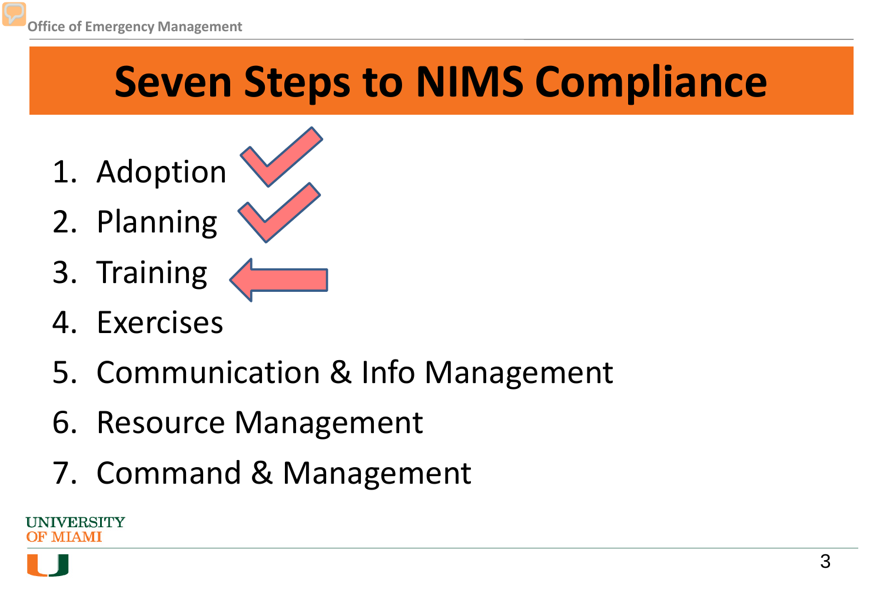# Seven Steps to NIMS Compliance

1. Adoption
2. Planning
3. Training
4. Exercises
5. Communication & Info Management
6. Resource Management
7. Command & Management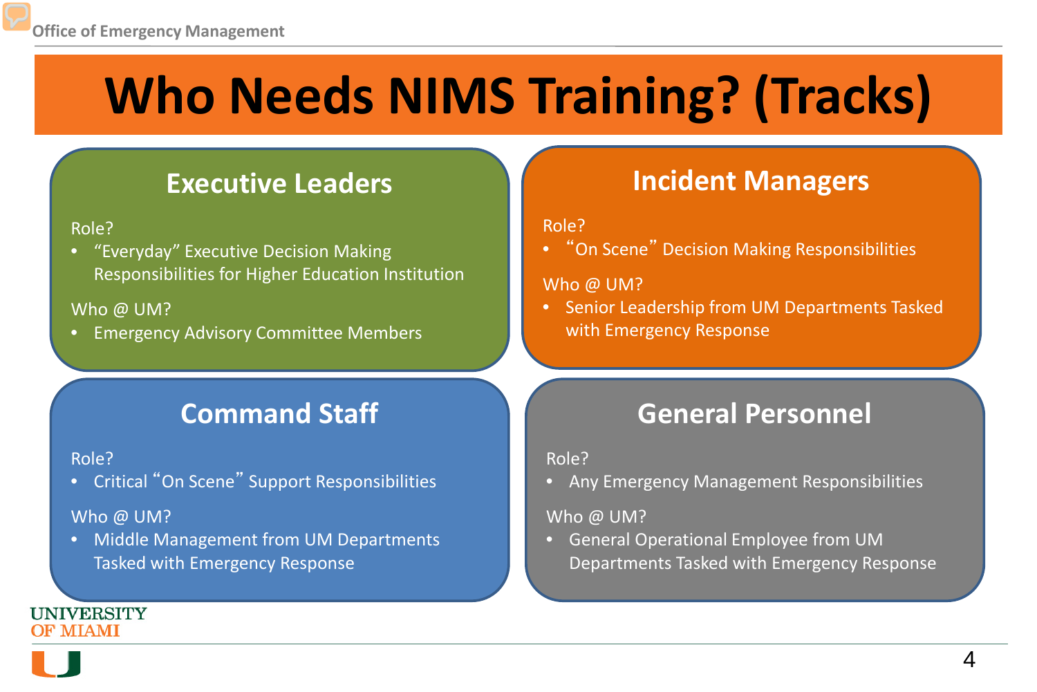# Who Needs NIMS Training? (Tracks)

## Executive Leaders

Role?

- "Everyday" Executive Decision Making Responsibilities for Higher Education Institution

Who @ UM?

- Emergency Advisory Committee Members

## Incident Managers

Role?

- "On Scene" Decision Making Responsibilities

Who @ UM?

- Senior Leadership from UM Departments Tasked with Emergency Response

## Command Staff

Role?

- Critical "On Scene" Support Responsibilities

Who @ UM?

- Middle Management from UM Departments Tasked with Emergency Response

## General Personnel

Role?

- Any Emergency Management Responsibilities

Who @ UM?

- General Operational Employee from UM Departments Tasked with Emergency Response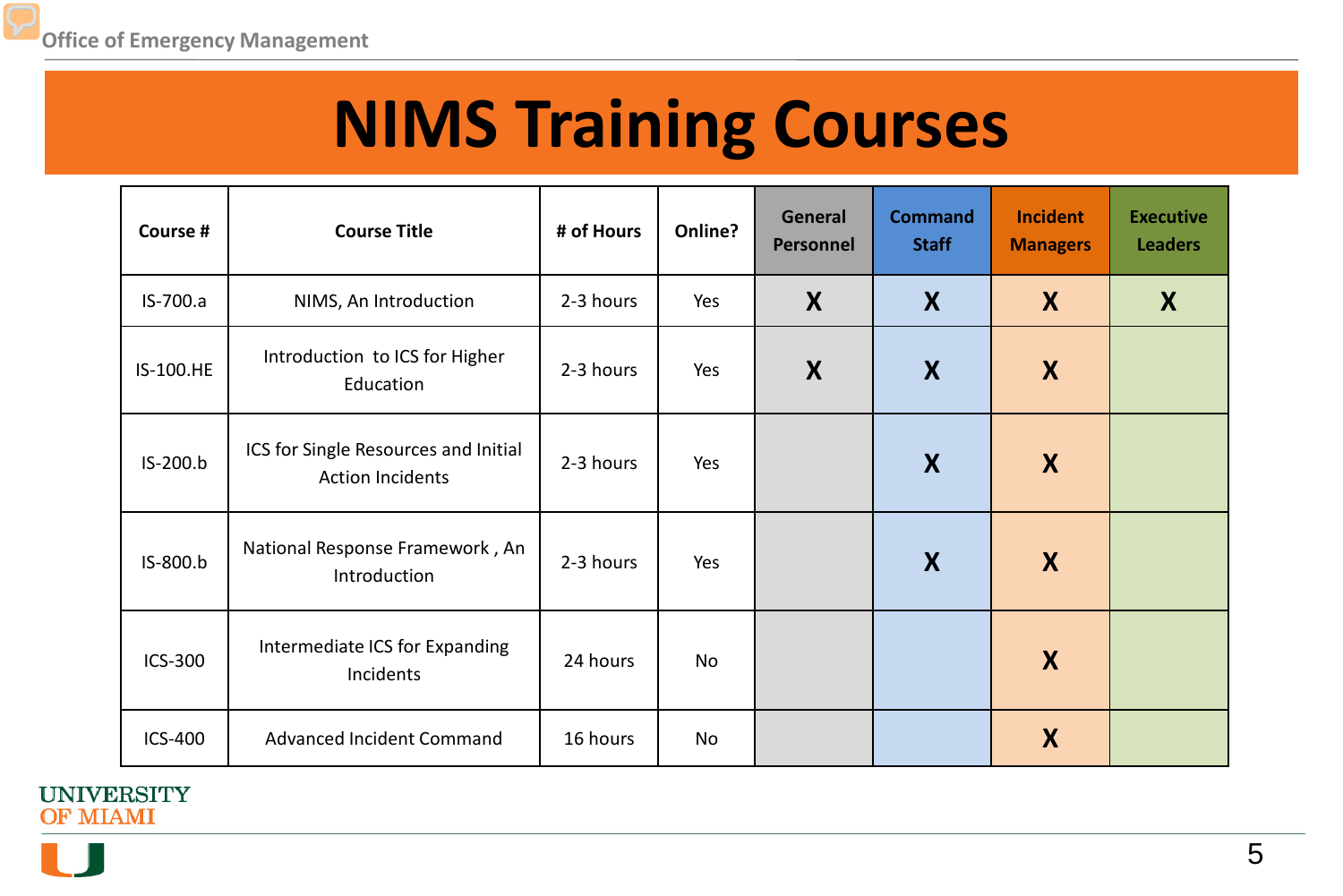# NIMS Training Courses

| Course # | Course Title | # of Hours | Online? | General Personnel | Command Staff | Incident Managers | Executive Leaders |
|---|---|---|---|---|---|---|---|
| IS-700.a | NIMS, An Introduction | 2-3 hours | Yes | X | X | X | X |
| IS-100.HE | Introduction to ICS for Higher Education | 2-3 hours | Yes | X | X | X | |
| IS-200.b | ICS for Single Resources and Initial Action Incidents | 2-3 hours | Yes | | X | X | |
| IS-800.b | National Response Framework , An Introduction | 2-3 hours | Yes | | X | X | |
| ICS-300 | Intermediate ICS for Expanding Incidents | 24 hours | No | | | X | |
| ICS-400 | Advanced Incident Command | 16 hours | No | | | X | |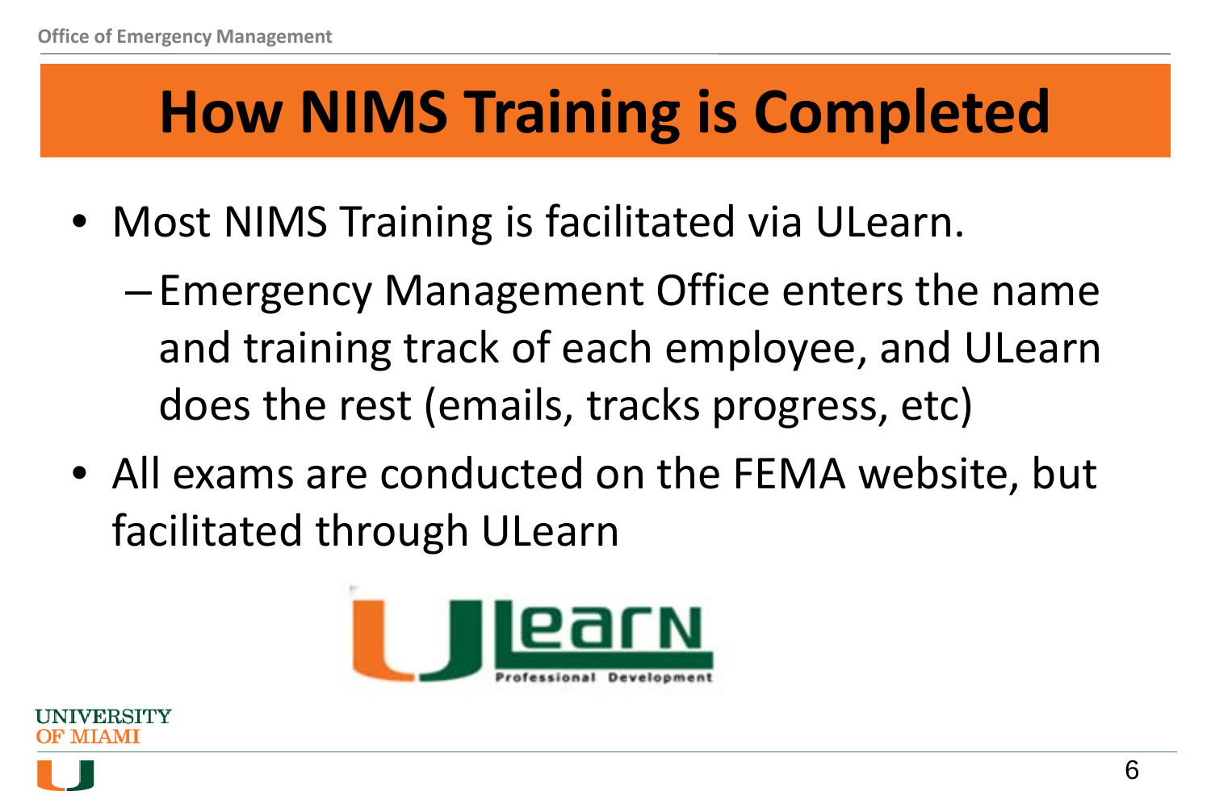# How NIMS Training is Completed

- Most NIMS Training is facilitated via ULearn.
  - Emergency Management Office enters the name and training track of each employee, and ULearn does the rest (emails, tracks progress, etc)
- All exams are conducted on the FEMA website, but facilitated through ULearn